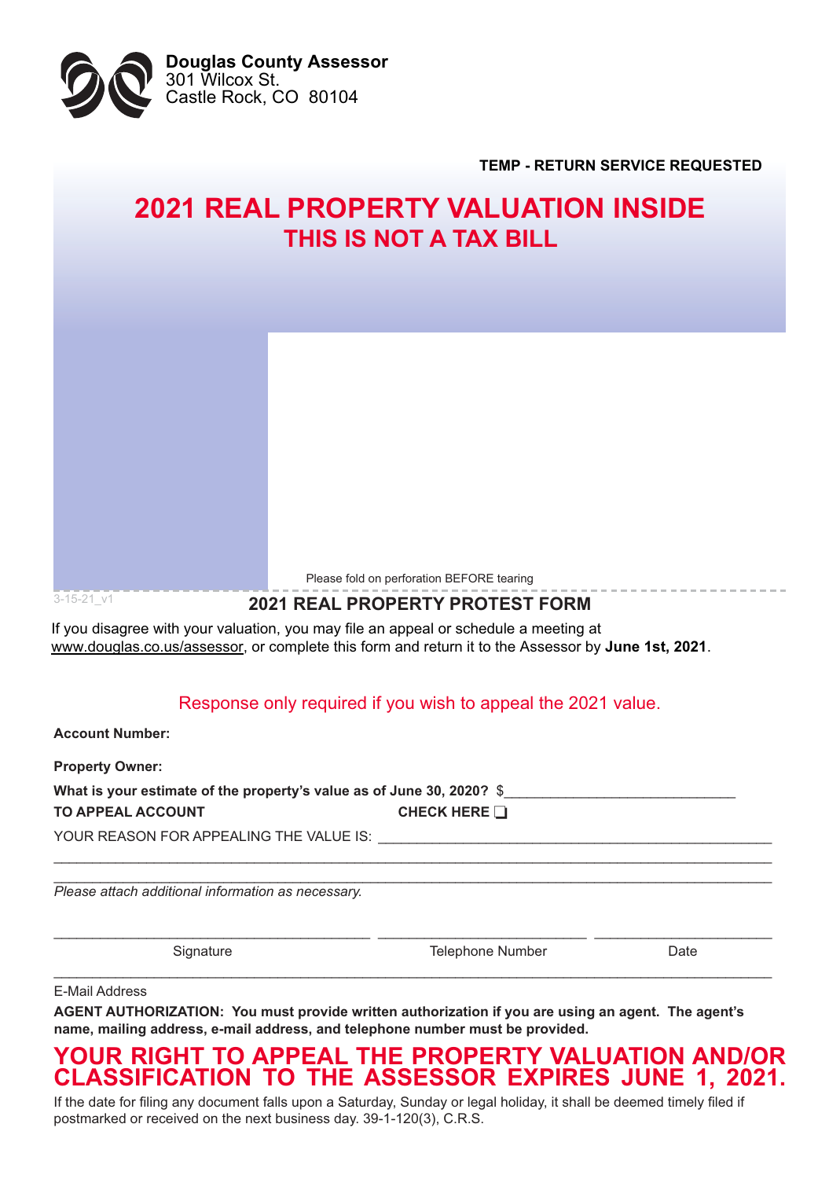**Douglas County Assessor**
301 Wilcox St.
Castle Rock, CO 80104

**TEMP - RETURN SERVICE REQUESTED**

# 2021 REAL PROPERTY VALUATION INSIDE

## THIS IS NOT A TAX BILL

Please fold on perforation BEFORE tearing

3-15-21_v1

## 2021 REAL PROPERTY PROTEST FORM

If you disagree with your valuation, you may file an appeal or schedule a meeting at www.douglas.co.us/assessor, or complete this form and return it to the Assessor by **June 1st, 2021**.

Response only required if you wish to appeal the 2021 value.

**Account Number:**

**Property Owner:**

**What is your estimate of the property's value as of June 30, 2020?** $______________________________

**TO APPEAL ACCOUNT** **CHECK HERE ❑**

YOUR REASON FOR APPEALING THE VALUE IS: ____________________________________________________

______________________________________________________________________________________________

______________________________________________________________________________________________

*Please attach additional information as necessary.*

__________________________________________ __________________________ ______________________

Signature Telephone Number Date

______________________________________________________________________________________________

E-Mail Address

**AGENT AUTHORIZATION: You must provide written authorization if you are using an agent. The agent's name, mailing address, e-mail address, and telephone number must be provided.**

**YOUR RIGHT TO APPEAL THE PROPERTY VALUATION AND/OR CLASSIFICATION TO THE ASSESSOR EXPIRES JUNE 1, 2021.**

If the date for filing any document falls upon a Saturday, Sunday or legal holiday, it shall be deemed timely filed if postmarked or received on the next business day. 39-1-120(3), C.R.S.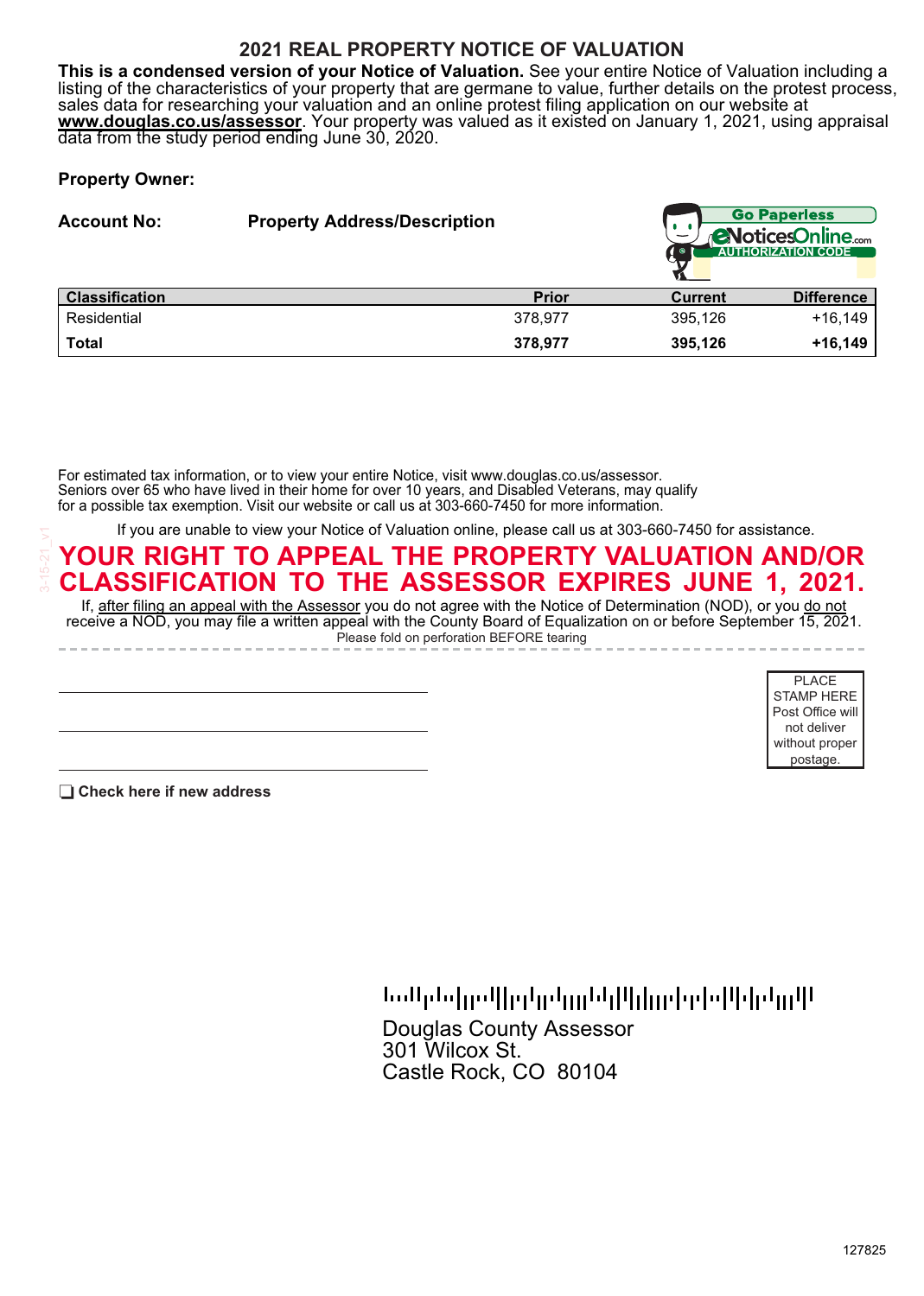## 2021 REAL PROPERTY NOTICE OF VALUATION

**This is a condensed version of your Notice of Valuation.** See your entire Notice of Valuation including a listing of the characteristics of your property that are germane to value, further details on the protest process, sales data for researching your valuation and an online protest filing application on our website at **www.douglas.co.us/assessor**. Your property was valued as it existed on January 1, 2021, using appraisal data from the study period ending June 30, 2020.

**Property Owner:**

**Account No:** **Property Address/Description**

Go Paperless
eNoticesOnline.com
AUTHORIZATION CODE

| Classification | Prior | Current | Difference |
|---|---|---|---|
| Residential | 378,977 | 395,126 | +16,149 |
| **Total** | **378,977** | **395,126** | **+16,149** |

For estimated tax information, or to view your entire Notice, visit www.douglas.co.us/assessor.
Seniors over 65 who have lived in their home for over 10 years, and Disabled Veterans, may qualify for a possible tax exemption. Visit our website or call us at 303-660-7450 for more information.

If you are unable to view your Notice of Valuation online, please call us at 303-660-7450 for assistance.

**YOUR RIGHT TO APPEAL THE PROPERTY VALUATION AND/OR CLASSIFICATION TO THE ASSESSOR EXPIRES JUNE 1, 2021.**

If, after filing an appeal with the Assessor you do not agree with the Notice of Determination (NOD), or you do not receive a NOD, you may file a written appeal with the County Board of Equalization on or before September 15, 2021.

Please fold on perforation BEFORE tearing

3-15-21_v1

PLACE STAMP HERE Post Office will not deliver without proper postage.

❑ **Check here if new address**

Douglas County Assessor
301 Wilcox St.
Castle Rock, CO 80104

127825